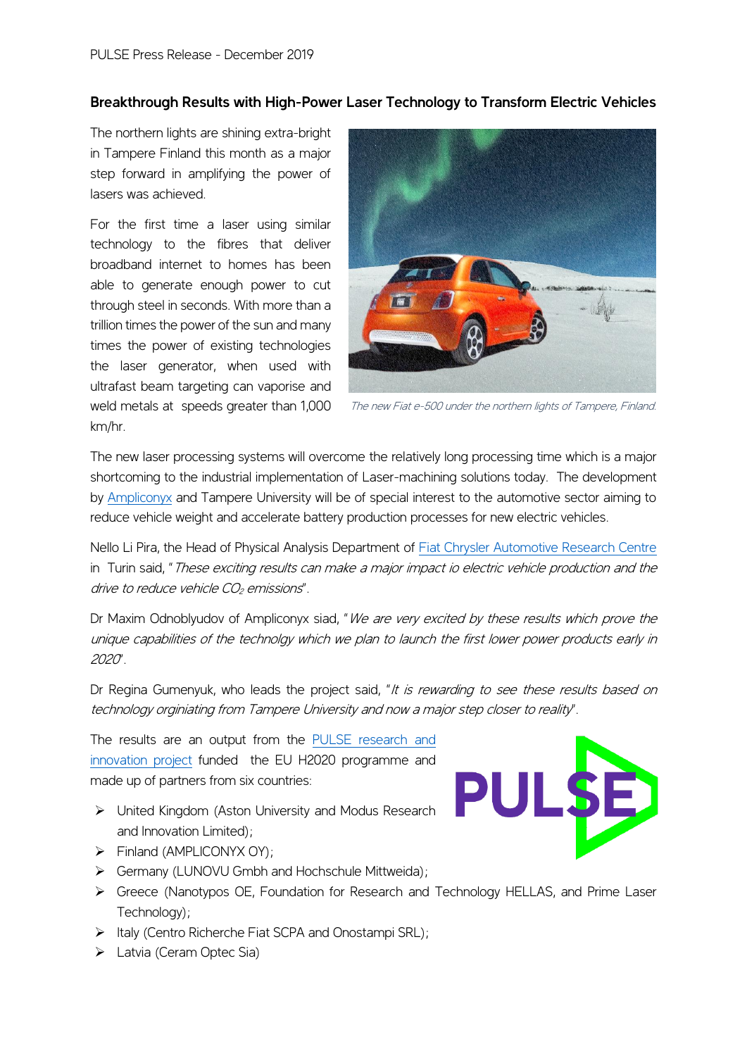PULSE Press Release - December 2019

## Breakthrough Results with High-Power Laser Technology to Transform Electric Vehicles

The northern lights are shining extra-bright in Tampere Finland this month as a major step forward in amplifying the power of lasers was achieved.

For the first time a laser using similar technology to the fibres that deliver broadband internet to homes has been able to generate enough power to cut through steel in seconds. With more than a trillion times the power of the sun and many times the power of existing technologies the laser generator, when used with ultrafast beam targeting can vaporise and weld metals at speeds greater than 1,000 km/hr.

*The new Fiat e-500 under the northern lights of Tampere, Finland.*

The new laser processing systems will overcome the relatively long processing time which is a major shortcoming to the industrial implementation of Laser-machining solutions today. The development by Ampliconyx and Tampere University will be of special interest to the automotive sector aiming to reduce vehicle weight and accelerate battery production processes for new electric vehicles.

Nello Li Pira, the Head of Physical Analysis Department of Fiat Chrysler Automotive Research Centre in Turin said, "*These exciting results can make a major impact io electric vehicle production and the drive to reduce vehicle $CO_2$ emissions*".

Dr Maxim Odnoblyudov of Ampliconyx siad, "*We are very excited by these results which prove the unique capabilities of the technolgy which we plan to launch the first lower power products early in 2020*".

Dr Regina Gumenyuk, who leads the project said, "*It is rewarding to see these results based on technology orginiating from Tampere University and now a major step closer to reality*".

The results are an output from the PULSE research and innovation project funded the EU H2020 programme and made up of partners from six countries:

- United Kingdom (Aston University and Modus Research and Innovation Limited);
- Finland (AMPLICONYX OY);
- Germany (LUNOVU Gmbh and Hochschule Mittweida);
- Greece (Nanotypos OE, Foundation for Research and Technology HELLAS, and Prime Laser Technology);
- Italy (Centro Richerche Fiat SCPA and Onostampi SRL);
- Latvia (Ceram Optec Sia)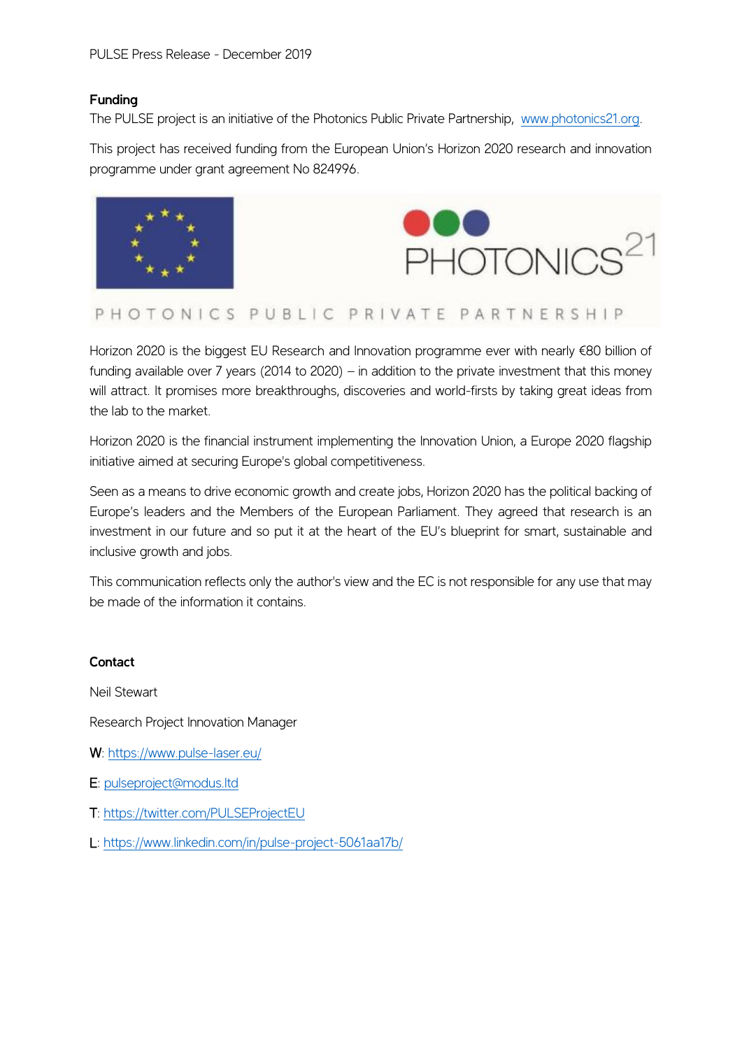## Funding

The PULSE project is an initiative of the Photonics Public Private Partnership, www.photonics21.org.

This project has received funding from the European Union's Horizon 2020 research and innovation programme under grant agreement No 824996.

PHOTONICS PUBLIC PRIVATE PARTNERSHIP

Horizon 2020 is the biggest EU Research and Innovation programme ever with nearly €80 billion of funding available over 7 years (2014 to 2020) – in addition to the private investment that this money will attract. It promises more breakthroughs, discoveries and world-firsts by taking great ideas from the lab to the market.

Horizon 2020 is the financial instrument implementing the Innovation Union, a Europe 2020 flagship initiative aimed at securing Europe's global competitiveness.

Seen as a means to drive economic growth and create jobs, Horizon 2020 has the political backing of Europe's leaders and the Members of the European Parliament. They agreed that research is an investment in our future and so put it at the heart of the EU's blueprint for smart, sustainable and inclusive growth and jobs.

This communication reflects only the author's view and the EC is not responsible for any use that may be made of the information it contains.

## Contact

Neil Stewart

Research Project Innovation Manager

W: https://www.pulse-laser.eu/

E: pulseproject@modus.ltd

T: https://twitter.com/PULSEProjectEU

L: https://www.linkedin.com/in/pulse-project-5061aa17b/